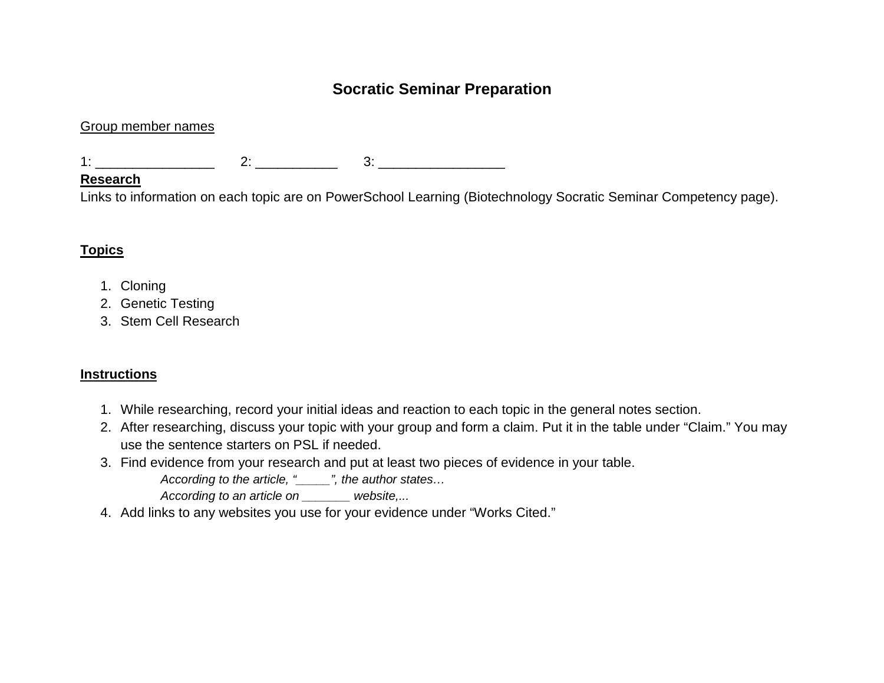# Socratic Seminar Preparation

Group member names

1: ________________ 2: ___________ 3: _________________

**Research**

Links to information on each topic are on PowerSchool Learning (Biotechnology Socratic Seminar Competency page).

**Topics**

1. Cloning
2. Genetic Testing
3. Stem Cell Research

**Instructions**

1. While researching, record your initial ideas and reaction to each topic in the general notes section.
2. After researching, discuss your topic with your group and form a claim. Put it in the table under "Claim." You may use the sentence starters on PSL if needed.
3. Find evidence from your research and put at least two pieces of evidence in your table.
   *According to the article, "_____", the author states…*
   *According to an article on _______ website,...*
4. Add links to any websites you use for your evidence under "Works Cited."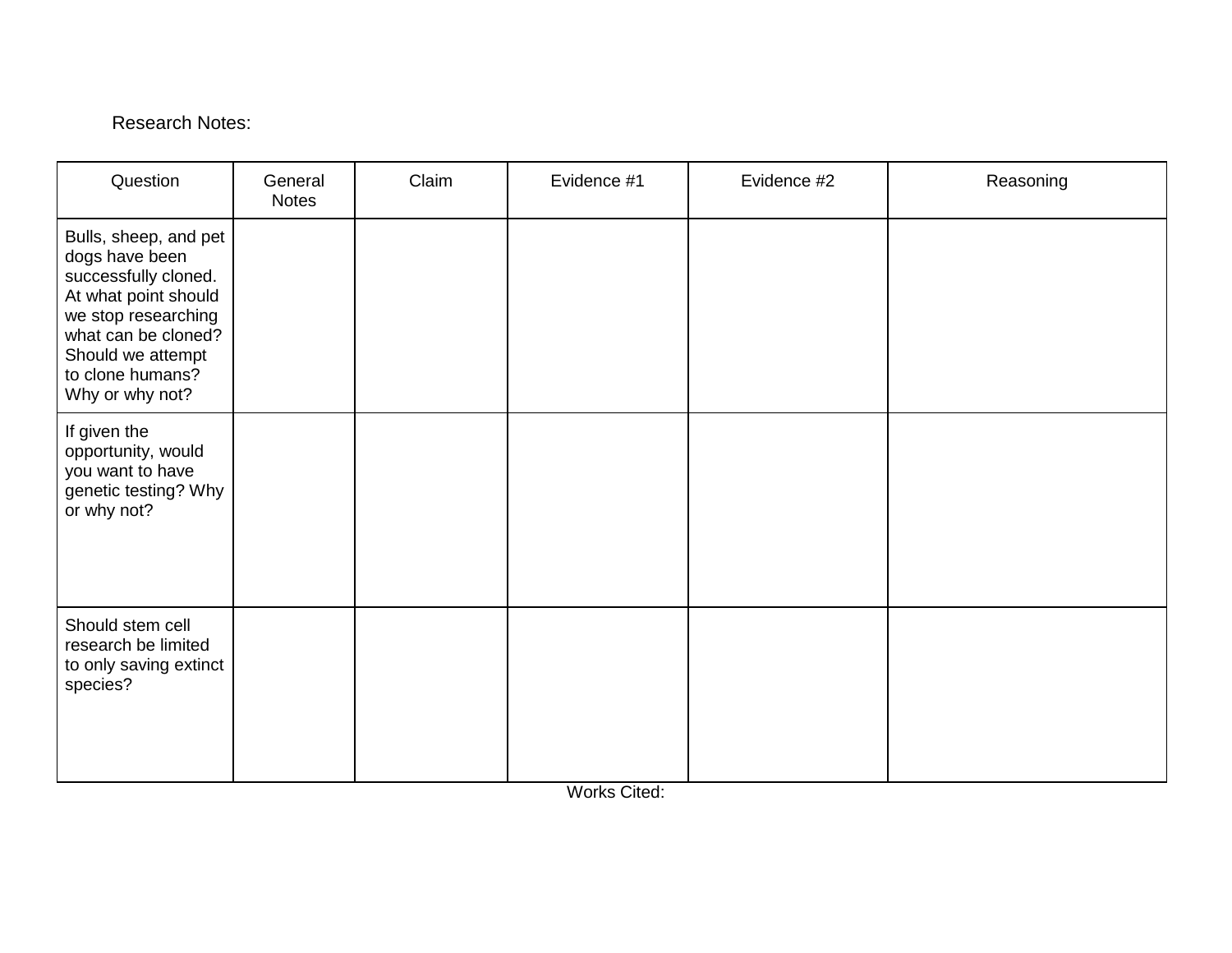Research Notes:

| Question | General Notes | Claim | Evidence #1 | Evidence #2 | Reasoning |
|---|---|---|---|---|---|
| Bulls, sheep, and pet dogs have been successfully cloned. At what point should we stop researching what can be cloned? Should we attempt to clone humans? Why or why not? | | | | | |
| If given the opportunity, would you want to have genetic testing? Why or why not? | | | | | |
| Should stem cell research be limited to only saving extinct species? | | | | | |

Works Cited: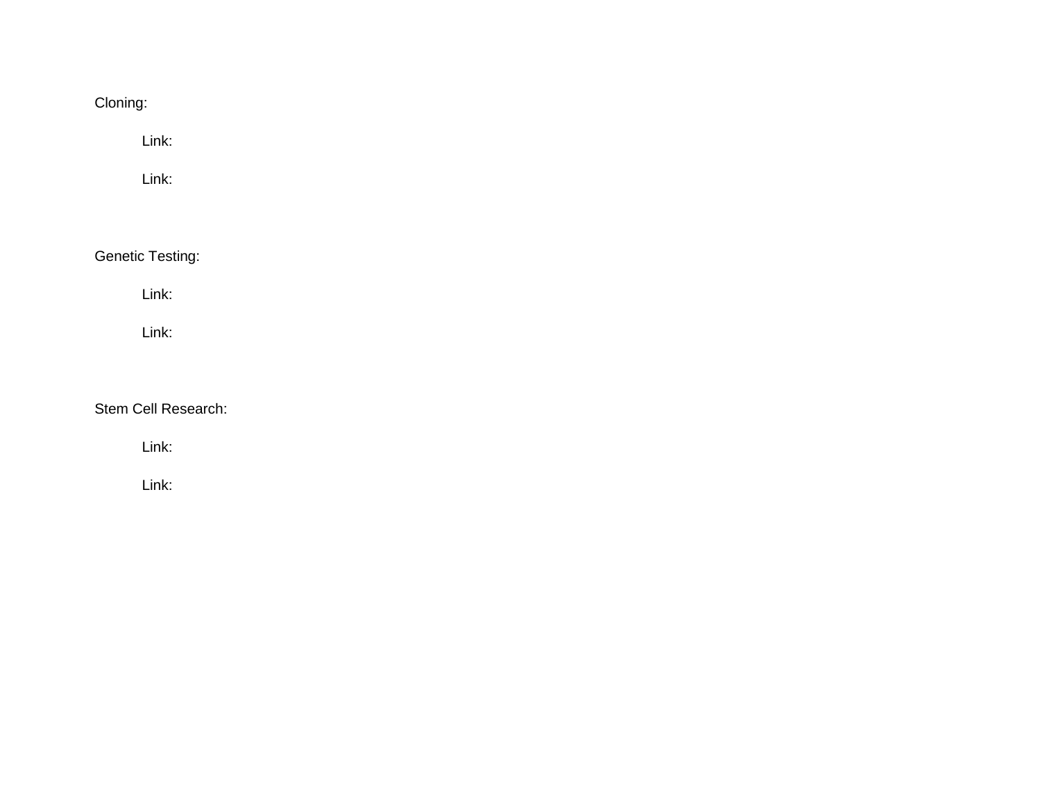Cloning:

Link:

Link:

Genetic Testing:

Link:

Link:

Stem Cell Research:

Link:

Link: